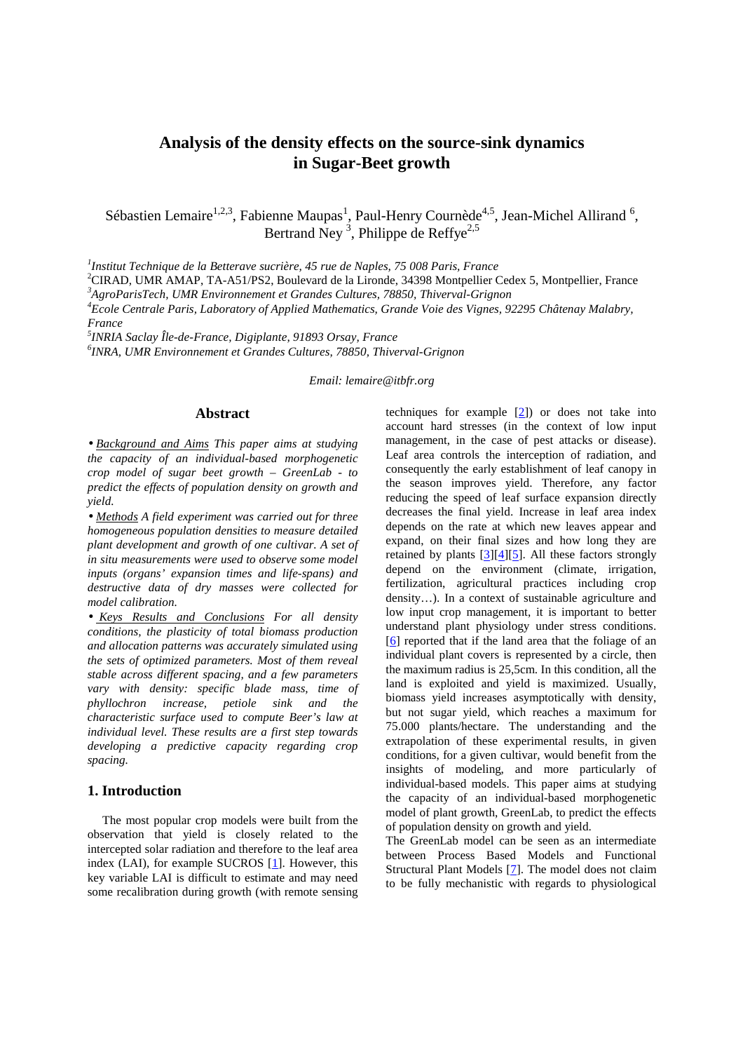# Analysis of the density effects on the source-sink dynamics in Sugar-Beet growth

Sébastien Lemaire[1,2,3], Fabienne Maupas[1], Paul-Henry Cournède[4,5], Jean-Michel Allirand [6], Bertrand Ney [3], Philippe de Reffye[2,5]

[1]*Institut Technique de la Betterave sucrière, 45 rue de Naples, 75 008 Paris, France*
[2]CIRAD, UMR AMAP, TA-A51/PS2, Boulevard de la Lironde, 34398 Montpellier Cedex 5, Montpellier, France
[3]*AgroParisTech, UMR Environnement et Grandes Cultures, 78850, Thiverval-Grignon*
[4]*Ecole Centrale Paris, Laboratory of Applied Mathematics, Grande Voie des Vignes, 92295 Châtenay Malabry, France*
[5]*INRIA Saclay Île-de-France, Digiplante, 91893 Orsay, France*
[6]*INRA, UMR Environnement et Grandes Cultures, 78850, Thiverval-Grignon*

*Email: lemaire@itbfr.org*

## Abstract

• *Background and Aims This paper aims at studying the capacity of an individual-based morphogenetic crop model of sugar beet growth – GreenLab - to predict the effects of population density on growth and yield.*

• *Methods A field experiment was carried out for three homogeneous population densities to measure detailed plant development and growth of one cultivar. A set of in situ measurements were used to observe some model inputs (organs' expansion times and life-spans) and destructive data of dry masses were collected for model calibration.*

• *Keys Results and Conclusions For all density conditions, the plasticity of total biomass production and allocation patterns was accurately simulated using the sets of optimized parameters. Most of them reveal stable across different spacing, and a few parameters vary with density: specific blade mass, time of phyllochron increase, petiole sink and the characteristic surface used to compute Beer's law at individual level. These results are a first step towards developing a predictive capacity regarding crop spacing.*

## 1. Introduction

The most popular crop models were built from the observation that yield is closely related to the intercepted solar radiation and therefore to the leaf area index (LAI), for example SUCROS [1]. However, this key variable LAI is difficult to estimate and may need some recalibration during growth (with remote sensing techniques for example [2]) or does not take into account hard stresses (in the context of low input management, in the case of pest attacks or disease). Leaf area controls the interception of radiation, and consequently the early establishment of leaf canopy in the season improves yield. Therefore, any factor reducing the speed of leaf surface expansion directly decreases the final yield. Increase in leaf area index depends on the rate at which new leaves appear and expand, on their final sizes and how long they are retained by plants [3][4][5]. All these factors strongly depend on the environment (climate, irrigation, fertilization, agricultural practices including crop density…). In a context of sustainable agriculture and low input crop management, it is important to better understand plant physiology under stress conditions. [6] reported that if the land area that the foliage of an individual plant covers is represented by a circle, then the maximum radius is 25,5cm. In this condition, all the land is exploited and yield is maximized. Usually, biomass yield increases asymptotically with density, but not sugar yield, which reaches a maximum for 75.000 plants/hectare. The understanding and the extrapolation of these experimental results, in given conditions, for a given cultivar, would benefit from the insights of modeling, and more particularly of individual-based models. This paper aims at studying the capacity of an individual-based morphogenetic model of plant growth, GreenLab, to predict the effects of population density on growth and yield.

The GreenLab model can be seen as an intermediate between Process Based Models and Functional Structural Plant Models [7]. The model does not claim to be fully mechanistic with regards to physiological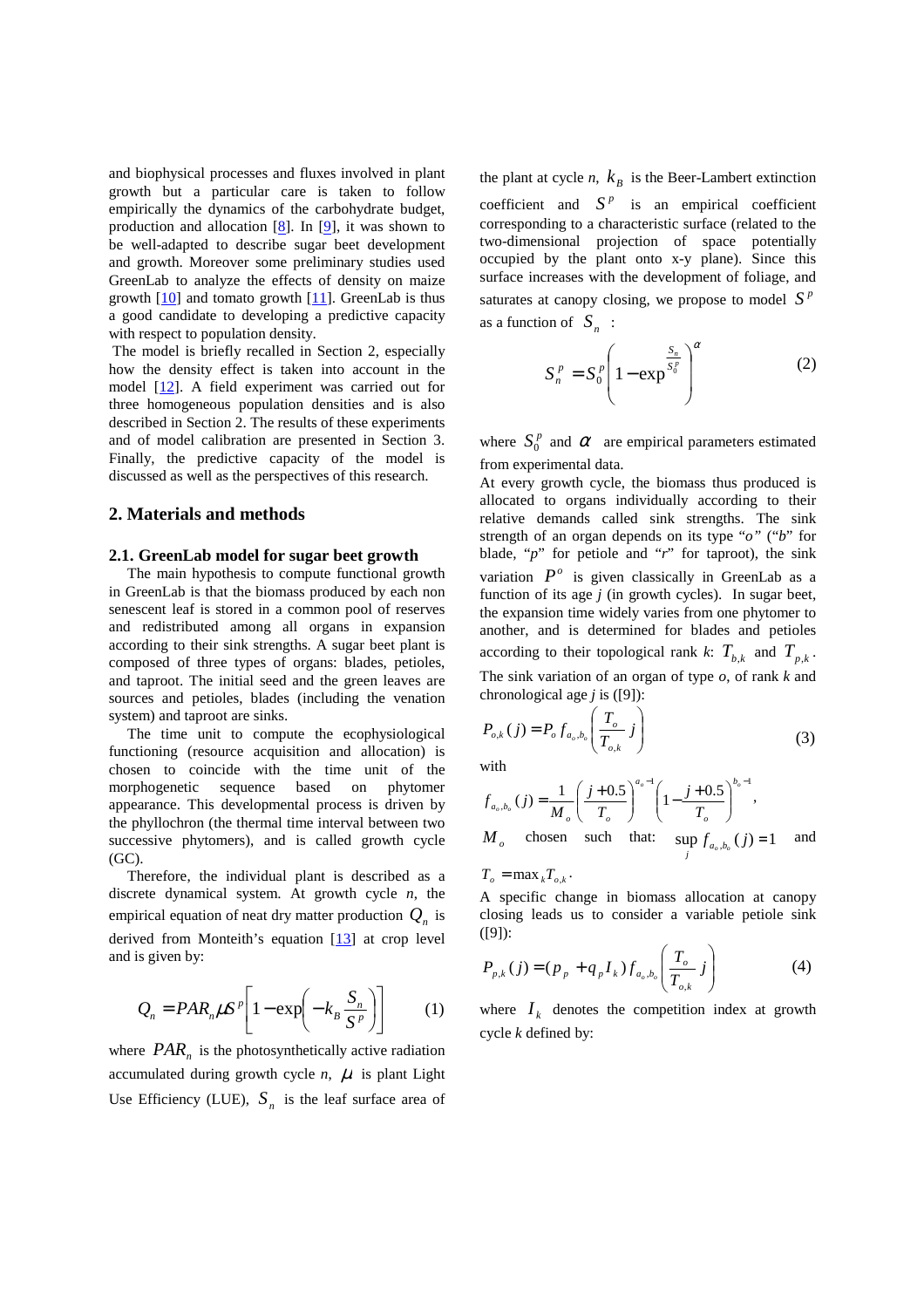and biophysical processes and fluxes involved in plant growth but a particular care is taken to follow empirically the dynamics of the carbohydrate budget, production and allocation [8]. In [9], it was shown to be well-adapted to describe sugar beet development and growth. Moreover some preliminary studies used GreenLab to analyze the effects of density on maize growth [10] and tomato growth [11]. GreenLab is thus a good candidate to developing a predictive capacity with respect to population density.

The model is briefly recalled in Section 2, especially how the density effect is taken into account in the model [12]. A field experiment was carried out for three homogeneous population densities and is also described in Section 2. The results of these experiments and of model calibration are presented in Section 3. Finally, the predictive capacity of the model is discussed as well as the perspectives of this research.

## 2. Materials and methods

### 2.1. GreenLab model for sugar beet growth

The main hypothesis to compute functional growth in GreenLab is that the biomass produced by each non senescent leaf is stored in a common pool of reserves and redistributed among all organs in expansion according to their sink strengths. A sugar beet plant is composed of three types of organs: blades, petioles, and taproot. The initial seed and the green leaves are sources and petioles, blades (including the venation system) and taproot are sinks.

The time unit to compute the ecophysiological functioning (resource acquisition and allocation) is chosen to coincide with the time unit of the morphogenetic sequence based on phytomer appearance. This developmental process is driven by the phyllochron (the thermal time interval between two successive phytomers), and is called growth cycle (GC).

Therefore, the individual plant is described as a discrete dynamical system. At growth cycle *n*, the empirical equation of neat dry matter production $Q_n$ is derived from Monteith's equation [13] at crop level and is given by:

$$Q_n = PAR_n \mu S^p \left[ 1 - \exp\left( -k_B \frac{S_n}{S^p} \right) \right] \qquad (1)$$

where $PAR_n$ is the photosynthetically active radiation accumulated during growth cycle *n*, $\mu$ is plant Light Use Efficiency (LUE), $S_n$ is the leaf surface area of the plant at cycle *n*, $k_B$ is the Beer-Lambert extinction coefficient and $S^p$ is an empirical coefficient corresponding to a characteristic surface (related to the two-dimensional projection of space potentially occupied by the plant onto x-y plane). Since this surface increases with the development of foliage, and saturates at canopy closing, we propose to model $S^p$ as a function of $S_n$ :

$$S_n^p = S_0^p \left( 1 - \exp^{\frac{S_n}{S_0^p}} \right)^{\alpha} \qquad (2)$$

where $S_0^p$ and $\alpha$ are empirical parameters estimated from experimental data.

At every growth cycle, the biomass thus produced is allocated to organs individually according to their relative demands called sink strengths. The sink strength of an organ depends on its type "*o*" ("*b*" for blade, "*p*" for petiole and "*r*" for taproot), the sink variation $P^o$ is given classically in GreenLab as a function of its age *j* (in growth cycles). In sugar beet, the expansion time widely varies from one phytomer to another, and is determined for blades and petioles according to their topological rank *k*: $T_{b,k}$ and $T_{p,k}$. The sink variation of an organ of type *o*, of rank *k* and chronological age *j* is ([9]):

$$P_{o,k}(j) = P_o f_{a_o,b_o}\left( \frac{T_o}{T_{o,k}} j \right) \qquad (3)$$

with

$$f_{a_o,b_o}(j) = \frac{1}{M_o} \left( \frac{j+0.5}{T_o} \right)^{a_o - 1} \left( 1 - \frac{j+0.5}{T_o} \right)^{b_o - 1},$$

$M_o$ chosen such that: $\sup_j f_{a_o,b_o}(j) = 1$ and $T_o = \max_k T_{o,k}$.

A specific change in biomass allocation at canopy closing leads us to consider a variable petiole sink ([9]):

$$P_{p,k}(j) = (p_p + q_p I_k) f_{a_o,b_o}\left( \frac{T_o}{T_{o,k}} j \right) \qquad (4)$$

where $I_k$ denotes the competition index at growth cycle *k* defined by: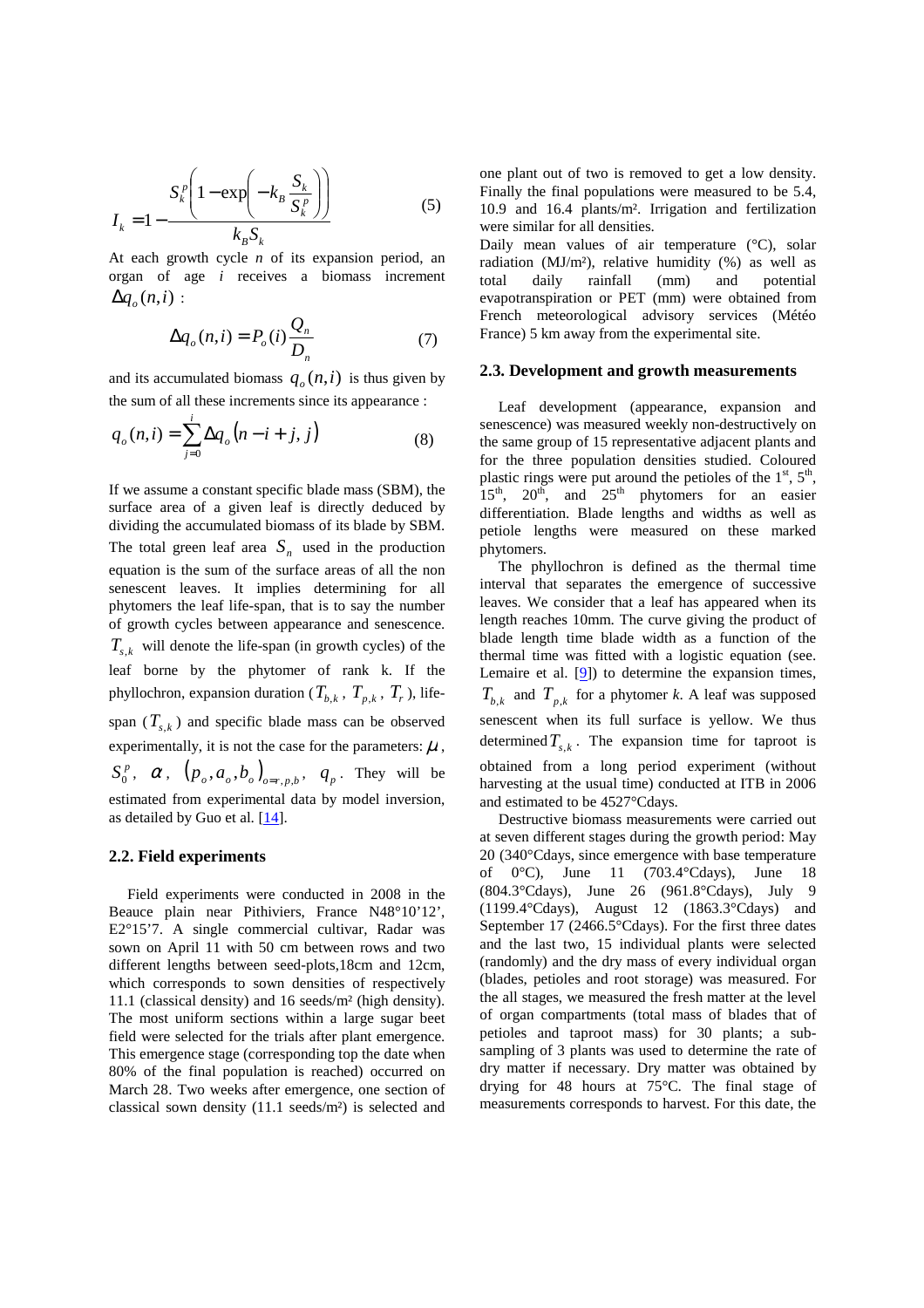$$I_k = 1 - \frac{S_k^p \left(1 - \exp\left(-k_B \frac{S_k}{S_k^p}\right)\right)}{k_B S_k} \qquad (5)$$

At each growth cycle *n* of its expansion period, an organ of age *i* receives a biomass increment $\Delta q_o(n,i)$ :

$$\Delta q_o(n,i) = P_o(i) \frac{Q_n}{D_n} \qquad (7)$$

and its accumulated biomass $q_o(n,i)$ is thus given by the sum of all these increments since its appearance :

$$q_o(n,i) = \sum_{j=0}^{i} \Delta q_o(n-i+j, j) \qquad (8)$$

If we assume a constant specific blade mass (SBM), the surface area of a given leaf is directly deduced by dividing the accumulated biomass of its blade by SBM. The total green leaf area $S_n$ used in the production equation is the sum of the surface areas of all the non senescent leaves. It implies determining for all phytomers the leaf life-span, that is to say the number of growth cycles between appearance and senescence. $T_{s,k}$ will denote the life-span (in growth cycles) of the leaf borne by the phytomer of rank k. If the phyllochron, expansion duration ($T_{b,k}$, $T_{p,k}$, $T_r$), life-span ($T_{s,k}$) and specific blade mass can be observed experimentally, it is not the case for the parameters: $\mu$, $S_0^p$, $\alpha$, $(p_o, a_o, b_o)_{o=r,p,b}$, $q_p$. They will be estimated from experimental data by model inversion, as detailed by Guo et al. [14].

## 2.2. Field experiments

Field experiments were conducted in 2008 in the Beauce plain near Pithiviers, France N48°10'12', E2°15'7. A single commercial cultivar, Radar was sown on April 11 with 50 cm between rows and two different lengths between seed-plots,18cm and 12cm, which corresponds to sown densities of respectively 11.1 (classical density) and 16 seeds/m² (high density). The most uniform sections within a large sugar beet field were selected for the trials after plant emergence. This emergence stage (corresponding top the date when 80% of the final population is reached) occurred on March 28. Two weeks after emergence, one section of classical sown density (11.1 seeds/m²) is selected and one plant out of two is removed to get a low density. Finally the final populations were measured to be 5.4, 10.9 and 16.4 plants/m². Irrigation and fertilization were similar for all densities.

Daily mean values of air temperature (°C), solar radiation (MJ/m²), relative humidity (%) as well as total daily rainfall (mm) and potential evapotranspiration or PET (mm) were obtained from French meteorological advisory services (Météo France) 5 km away from the experimental site.

## 2.3. Development and growth measurements

Leaf development (appearance, expansion and senescence) was measured weekly non-destructively on the same group of 15 representative adjacent plants and for the three population densities studied. Coloured plastic rings were put around the petioles of the 1st, 5th, 15th, 20th, and 25th phytomers for an easier differentiation. Blade lengths and widths as well as petiole lengths were measured on these marked phytomers.

The phyllochron is defined as the thermal time interval that separates the emergence of successive leaves. We consider that a leaf has appeared when its length reaches 10mm. The curve giving the product of blade length time blade width as a function of the thermal time was fitted with a logistic equation (see. Lemaire et al. [9]) to determine the expansion times, $T_{b,k}$ and $T_{p,k}$ for a phytomer *k*. A leaf was supposed senescent when its full surface is yellow. We thus determined $T_{s,k}$. The expansion time for taproot is obtained from a long period experiment (without harvesting at the usual time) conducted at ITB in 2006 and estimated to be 4527°Cdays.

Destructive biomass measurements were carried out at seven different stages during the growth period: May 20 (340°Cdays, since emergence with base temperature of 0°C), June 11 (703.4°Cdays), June 18 (804.3°Cdays), June 26 (961.8°Cdays), July 9 (1199.4°Cdays), August 12 (1863.3°Cdays) and September 17 (2466.5°Cdays). For the first three dates and the last two, 15 individual plants were selected (randomly) and the dry mass of every individual organ (blades, petioles and root storage) was measured. For the all stages, we measured the fresh matter at the level of organ compartments (total mass of blades that of petioles and taproot mass) for 30 plants; a sub-sampling of 3 plants was used to determine the rate of dry matter if necessary. Dry matter was obtained by drying for 48 hours at 75°C. The final stage of measurements corresponds to harvest. For this date, the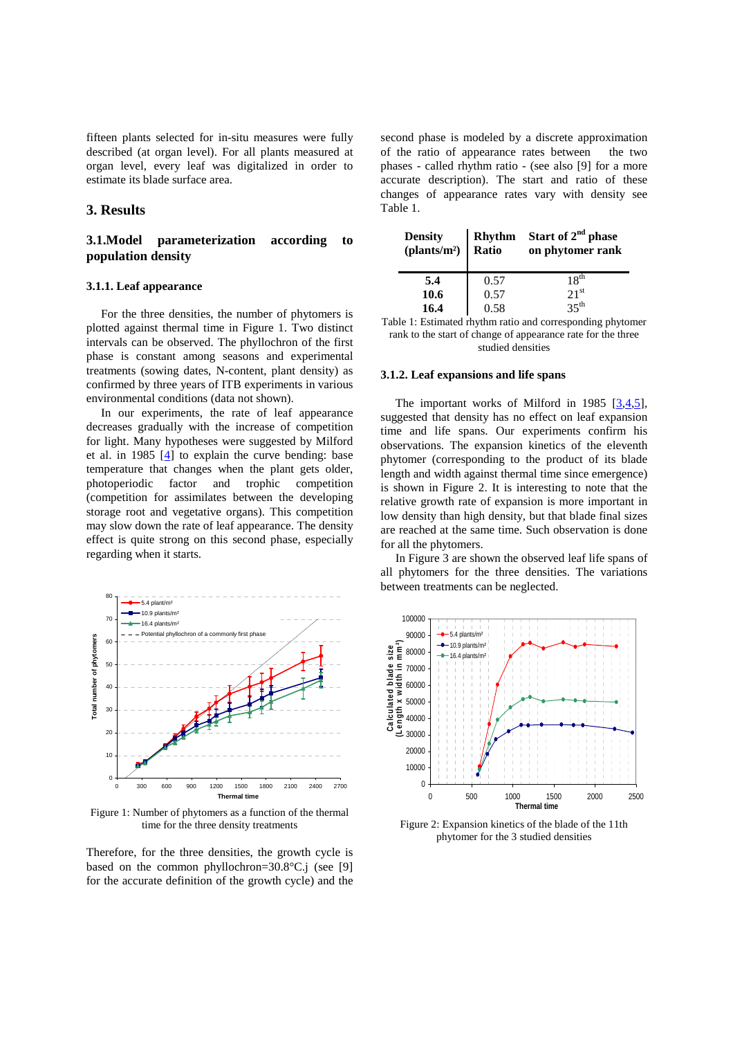fifteen plants selected for in-situ measures were fully described (at organ level). For all plants measured at organ level, every leaf was digitalized in order to estimate its blade surface area.

## 3. Results

### 3.1.Model parameterization according to population density

#### 3.1.1. Leaf appearance

For the three densities, the number of phytomers is plotted against thermal time in Figure 1. Two distinct intervals can be observed. The phyllochron of the first phase is constant among seasons and experimental treatments (sowing dates, N-content, plant density) as confirmed by three years of ITB experiments in various environmental conditions (data not shown).

In our experiments, the rate of leaf appearance decreases gradually with the increase of competition for light. Many hypotheses were suggested by Milford et al. in 1985 [4] to explain the curve bending: base temperature that changes when the plant gets older, photoperiodic factor and trophic competition (competition for assimilates between the developing storage root and vegetative organs). This competition may slow down the rate of leaf appearance. The density effect is quite strong on this second phase, especially regarding when it starts.

Figure 1: Number of phytomers as a function of the thermal time for the three density treatments

Therefore, for the three densities, the growth cycle is based on the common phyllochron=30.8°C.j (see [9] for the accurate definition of the growth cycle) and the second phase is modeled by a discrete approximation of the ratio of appearance rates between the two phases - called rhythm ratio - (see also [9] for a more accurate description). The start and ratio of these changes of appearance rates vary with density see Table 1.

| Density (plants/m²) | Rhythm Ratio | Start of 2nd phase on phytomer rank |
|---|---|---|
| **5.4** | 0.57 | 18th |
| **10.6** | 0.57 | 21st |
| **16.4** | 0.58 | 35th |

Table 1: Estimated rhythm ratio and corresponding phytomer rank to the start of change of appearance rate for the three studied densities

#### 3.1.2. Leaf expansions and life spans

The important works of Milford in 1985 [3,4,5], suggested that density has no effect on leaf expansion time and life spans. Our experiments confirm his observations. The expansion kinetics of the eleventh phytomer (corresponding to the product of its blade length and width against thermal time since emergence) is shown in Figure 2. It is interesting to note that the relative growth rate of expansion is more important in low density than high density, but that blade final sizes are reached at the same time. Such observation is done for all the phytomers.

In Figure 3 are shown the observed leaf life spans of all phytomers for the three densities. The variations between treatments can be neglected.

Figure 2: Expansion kinetics of the blade of the 11th phytomer for the 3 studied densities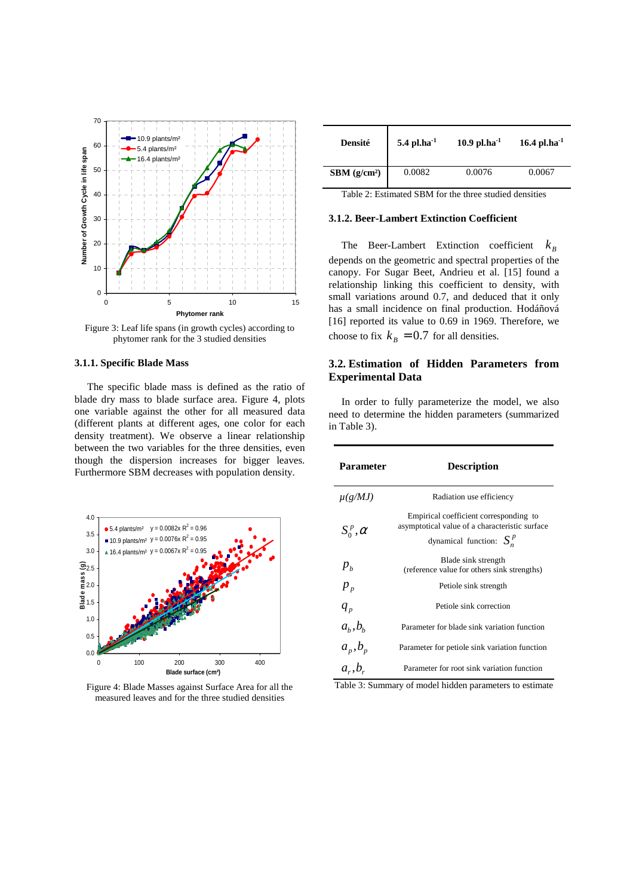Figure 3: Leaf life spans (in growth cycles) according to phytomer rank for the 3 studied densities

### 3.1.1. Specific Blade Mass

The specific blade mass is defined as the ratio of blade dry mass to blade surface area. Figure 4, plots one variable against the other for all measured data (different plants at different ages, one color for each density treatment). We observe a linear relationship between the two variables for the three densities, even though the dispersion increases for bigger leaves. Furthermore SBM decreases with population density.

Figure 4: Blade Masses against Surface Area for all the measured leaves and for the three studied densities

| Densité | 5.4 pl.ha$^{-1}$ | 10.9 pl.ha$^{-1}$ | 16.4 pl.ha$^{-1}$ |
|---|---|---|---|
| SBM (g/cm²) | 0.0082 | 0.0076 | 0.0067 |

Table 2: Estimated SBM for the three studied densities

### 3.1.2. Beer-Lambert Extinction Coefficient

The Beer-Lambert Extinction coefficient $k_B$ depends on the geometric and spectral properties of the canopy. For Sugar Beet, Andrieu et al. [15] found a relationship linking this coefficient to density, with small variations around 0.7, and deduced that it only has a small incidence on final production. Hodáňová [16] reported its value to 0.69 in 1969. Therefore, we choose to fix $k_B = 0.7$ for all densities.

## 3.2. Estimation of Hidden Parameters from Experimental Data

In order to fully parameterize the model, we also need to determine the hidden parameters (summarized in Table 3).

| Parameter | Description |
|---|---|
| $\mu (g/MJ)$ | Radiation use efficiency |
| $S_0^p, \alpha$ | Empirical coefficient corresponding to asymptotical value of a characteristic surface dynamical function: $S_n^p$ |
| $p_b$ | Blade sink strength (reference value for others sink strengths) |
| $p_p$ | Petiole sink strength |
| $q_p$ | Petiole sink correction |
| $a_b, b_b$ | Parameter for blade sink variation function |
| $a_p, b_p$ | Parameter for petiole sink variation function |
| $a_r, b_r$ | Parameter for root sink variation function |

Table 3: Summary of model hidden parameters to estimate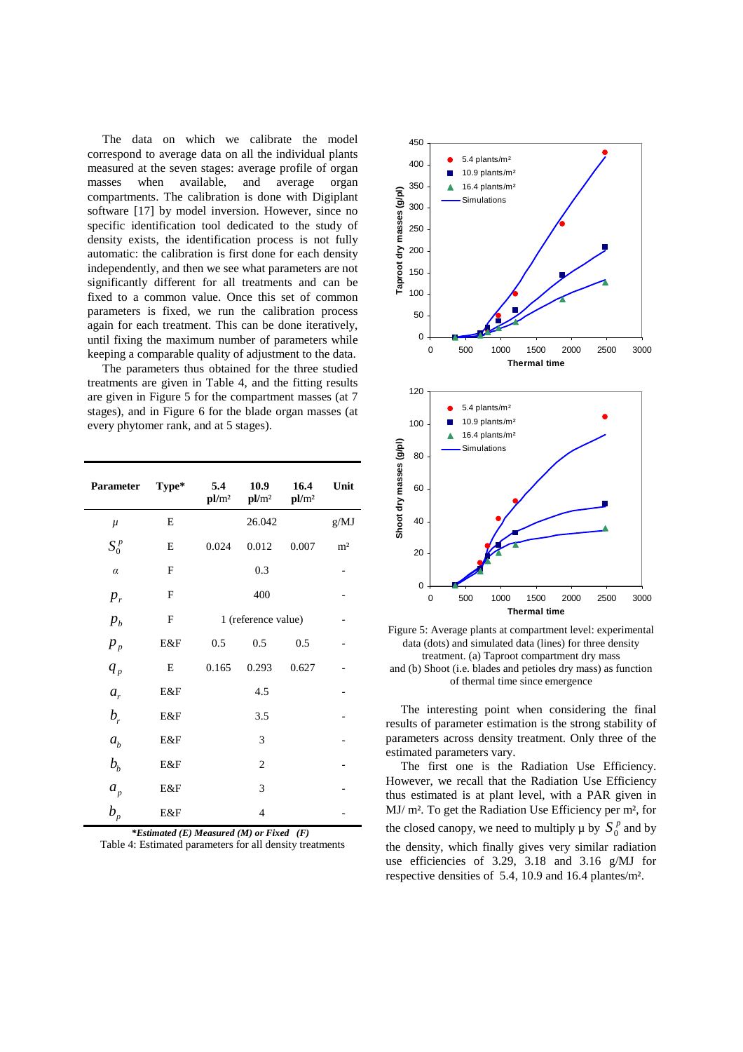The data on which we calibrate the model correspond to average data on all the individual plants measured at the seven stages: average profile of organ masses when available, and average organ compartments. The calibration is done with Digiplant software [17] by model inversion. However, since no specific identification tool dedicated to the study of density exists, the identification process is not fully automatic: the calibration is first done for each density independently, and then we see what parameters are not significantly different for all treatments and can be fixed to a common value. Once this set of common parameters is fixed, we run the calibration process again for each treatment. This can be done iteratively, until fixing the maximum number of parameters while keeping a comparable quality of adjustment to the data.

The parameters thus obtained for the three studied treatments are given in Table 4, and the fitting results are given in Figure 5 for the compartment masses (at 7 stages), and in Figure 6 for the blade organ masses (at every phytomer rank, and at 5 stages).

| Parameter | Type* | 5.4 pl/m² | 10.9 pl/m² | 16.4 pl/m² | Unit |
|---|---|---|---|---|---|
| $\mu$ | E | | 26.042 | | g/MJ |
| $S_0^p$ | E | 0.024 | 0.012 | 0.007 | m² |
| $\alpha$ | F | | 0.3 | | - |
| $p_r$ | F | | 400 | | - |
| $p_b$ | F | | 1 (reference value) | | - |
| $p_p$ | E&F | 0.5 | 0.5 | 0.5 | - |
| $q_p$ | E | 0.165 | 0.293 | 0.627 | - |
| $a_r$ | E&F | | 4.5 | | - |
| $b_r$ | E&F | | 3.5 | | - |
| $a_b$ | E&F | | 3 | | - |
| $b_b$ | E&F | | 2 | | - |
| $a_p$ | E&F | | 3 | | - |
| $b_p$ | E&F | | 4 | | - |

***Estimated (E) Measured (M) or Fixed (F)***

Table 4: Estimated parameters for all density treatments

Figure 5: Average plants at compartment level: experimental data (dots) and simulated data (lines) for three density treatment. (a) Taproot compartment dry mass and (b) Shoot (i.e. blades and petioles dry mass) as function of thermal time since emergence

The interesting point when considering the final results of parameter estimation is the strong stability of parameters across density treatment. Only three of the estimated parameters vary.

The first one is the Radiation Use Efficiency. However, we recall that the Radiation Use Efficiency thus estimated is at plant level, with a PAR given in MJ/ m². To get the Radiation Use Efficiency per m², for the closed canopy, we need to multiply μ by $S_0^p$ and by the density, which finally gives very similar radiation use efficiencies of 3.29, 3.18 and 3.16 g/MJ for respective densities of 5.4, 10.9 and 16.4 plantes/m².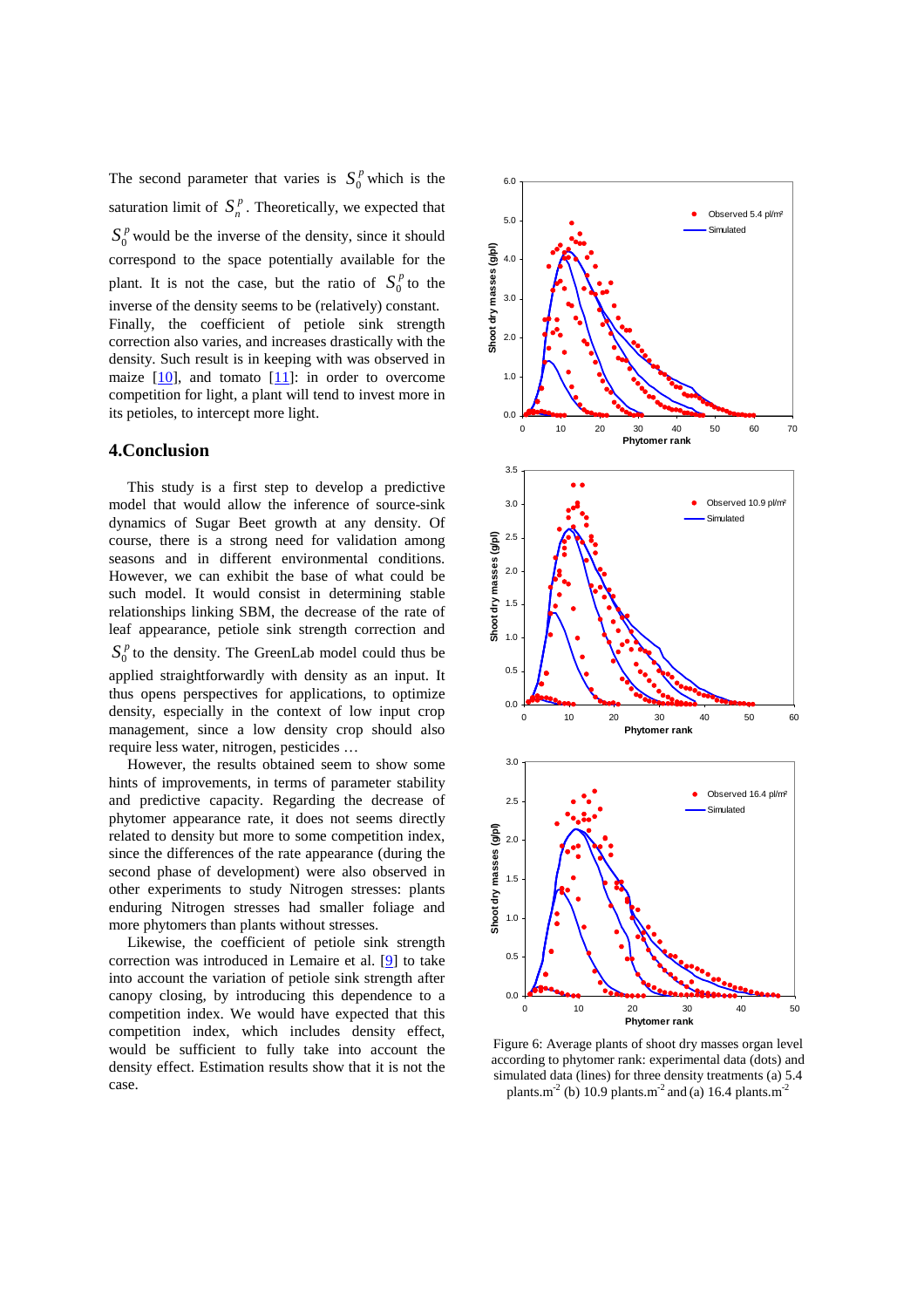The second parameter that varies is $S_0^p$ which is the saturation limit of $S_n^p$. Theoretically, we expected that $S_0^p$ would be the inverse of the density, since it should correspond to the space potentially available for the plant. It is not the case, but the ratio of $S_0^p$ to the inverse of the density seems to be (relatively) constant. Finally, the coefficient of petiole sink strength correction also varies, and increases drastically with the density. Such result is in keeping with was observed in maize [10], and tomato [11]: in order to overcome competition for light, a plant will tend to invest more in its petioles, to intercept more light.

## 4.Conclusion

This study is a first step to develop a predictive model that would allow the inference of source-sink dynamics of Sugar Beet growth at any density. Of course, there is a strong need for validation among seasons and in different environmental conditions. However, we can exhibit the base of what could be such model. It would consist in determining stable relationships linking SBM, the decrease of the rate of leaf appearance, petiole sink strength correction and $S_0^p$ to the density. The GreenLab model could thus be applied straightforwardly with density as an input. It thus opens perspectives for applications, to optimize density, especially in the context of low input crop management, since a low density crop should also require less water, nitrogen, pesticides …

However, the results obtained seem to show some hints of improvements, in terms of parameter stability and predictive capacity. Regarding the decrease of phytomer appearance rate, it does not seems directly related to density but more to some competition index, since the differences of the rate appearance (during the second phase of development) were also observed in other experiments to study Nitrogen stresses: plants enduring Nitrogen stresses had smaller foliage and more phytomers than plants without stresses.

Likewise, the coefficient of petiole sink strength correction was introduced in Lemaire et al. [9] to take into account the variation of petiole sink strength after canopy closing, by introducing this dependence to a competition index. We would have expected that this competition index, which includes density effect, would be sufficient to fully take into account the density effect. Estimation results show that it is not the case.

Figure 6: Average plants of shoot dry masses organ level according to phytomer rank: experimental data (dots) and simulated data (lines) for three density treatments (a) 5.4 plants.m$^{-2}$ (b) 10.9 plants.m$^{-2}$ and (a) 16.4 plants.m$^{-2}$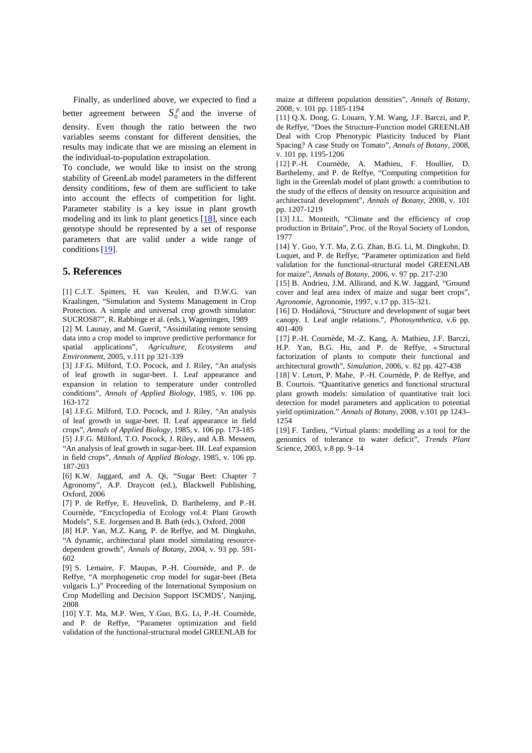Finally, as underlined above, we expected to find a better agreement between $S_0^p$ and the inverse of density. Even though the ratio between the two variables seems constant for different densities, the results may indicate that we are missing an element in the individual-to-population extrapolation.

To conclude, we would like to insist on the strong stability of GreenLab model parameters in the different density conditions, few of them are sufficient to take into account the effects of competition for light. Parameter stability is a key issue in plant growth modeling and its link to plant genetics [18], since each genotype should be represented by a set of response parameters that are valid under a wide range of conditions [19].

## 5. References

[1] C.J.T. Spitters, H. van Keulen, and D.W.G. van Kraalingen, "Simulation and Systems Management in Crop Protection. A simple and universal crop growth simulator: SUCROS87", R. Rabbinge et al. (eds.), Wageningen, 1989

[2] M. Launay, and M. Guerif, "Assimilating remote sensing data into a crop model to improve predictive performance for spatial applications", *Agriculture, Ecosystems and Environment*, 2005, v.111 pp 321-339

[3] J.F.G. Milford, T.O. Pocock, and J. Riley, "An analysis of leaf growth in sugar-beet. I. Leaf appearance and expansion in relation to temperature under controlled conditions", *Annals of Applied Biology*, 1985, v. 106 pp. 163-172

[4] J.F.G. Milford, T.O. Pocock, and J. Riley, "An analysis of leaf growth in sugar-beet. II. Leaf appearance in field crops", *Annals of Applied Biology*, 1985, v. 106 pp. 173-185

[5] J.F.G. Milford, T.O. Pocock, J. Riley, and A.B. Messem, "An analysis of leaf growth in sugar-beet. III. Leaf expansion in field crops", *Annals of Applied Biology*, 1985, v. 106 pp. 187-203

[6] K.W. Jaggard, and A. Qi, "Sugar Beet: Chapter 7 Agronomy", A.P. Draycott (ed.), Blackwell Publishing, Oxford, 2006

[7] P. de Reffye, E. Heuvelink, D. Barthelemy, and P.-H. Cournède, "Encyclopedia of Ecology vol.4: Plant Growth Models", S.E. Jorgensen and B. Bath (eds.), Oxford, 2008

[8] H.P. Yan, M.Z. Kang, P. de Reffye, and M. Dingkuhn, "A dynamic, architectural plant model simulating resource-dependent growth", *Annals of Botany*, 2004, v. 93 pp. 591-602

[9] S. Lemaire, F. Maupas, P.-H. Cournède, and P. de Reffye, "A morphogenetic crop model for sugar-beet (Beta vulgaris L.)" Proceeding of the International Symposium on Crop Modelling and Decision Support ISCMDS', Nanjing, 2008

[10] Y.T. Ma, M.P. Wen, Y.Guo, B.G. Li, P.-H. Cournède, and P. de Reffye, "Parameter optimization and field validation of the functional-structural model GREENLAB for maize at different population densities", *Annals of Botany*, 2008, v. 101 pp. 1185-1194

[11] Q.X. Dong, G. Louarn, Y.M. Wang, J.F. Barczi, and P. de Reffye, "Does the Structure-Function model GREENLAB Deal with Crop Phenotypic Plasticity Induced by Plant Spacing? A case Study on Tomato", *Annals of Botany*, 2008, v. 101 pp. 1195-1206

[12] P.-H. Cournède, A. Mathieu, F. Houllier, D. Barthelemy, and P. de Reffye, "Computing competition for light in the Greenlab model of plant growth: a contribution to the study of the effects of density on resource acquisition and architectural development", *Annals of Botany*, 2008, v. 101 pp. 1207-1219

[13] J.L. Monteith, "Climate and the efficiency of crop production in Britain", Proc. of the Royal Society of London, 1977

[14] Y. Guo, Y.T. Ma, Z.G. Zhan, B.G. Li, M. Dingkuhn, D. Luquet, and P. de Reffye, "Parameter optimization and field validation for the functional-structural model GREENLAB for maize", *Annals of Botany*, 2006, v. 97 pp. 217-230

[15] B. Andrieu, J.M. Allirand, and K.W. Jaggard, "Ground cover and leaf area index of maize and sugar beet crops", *Agronomie*, Agronomie, 1997, v.17 pp. 315-321.

[16] D. Hodáňová, "Structure and development of sugar beet canopy. I. Leaf angle relations.", *Photosynthetica*, v.6 pp. 401-409

[17] P.-H. Cournède, M.-Z. Kang, A. Mathieu, J.F. Barczi, H.P. Yan, B.G. Hu, and P. de Reffye, « Structural factorization of plants to compute their functional and architectural growth", *Simulation*, 2006, v. 82 pp. 427-438

[18] V. Letort, P. Mahe, P.-H. Cournède, P. de Reffye, and B. Courtois. "Quantitative genetics and functional structural plant growth models: simulation of quantitative trait loci detection for model parameters and application to potential yield optimization." *Annals of Botany*, 2008, v.101 pp 1243–1254

[19] F. Tardieu, "Virtual plants: modelling as a tool for the genomics of tolerance to water deficit", *Trends Plant Science*, 2003, v.8 pp. 9–14